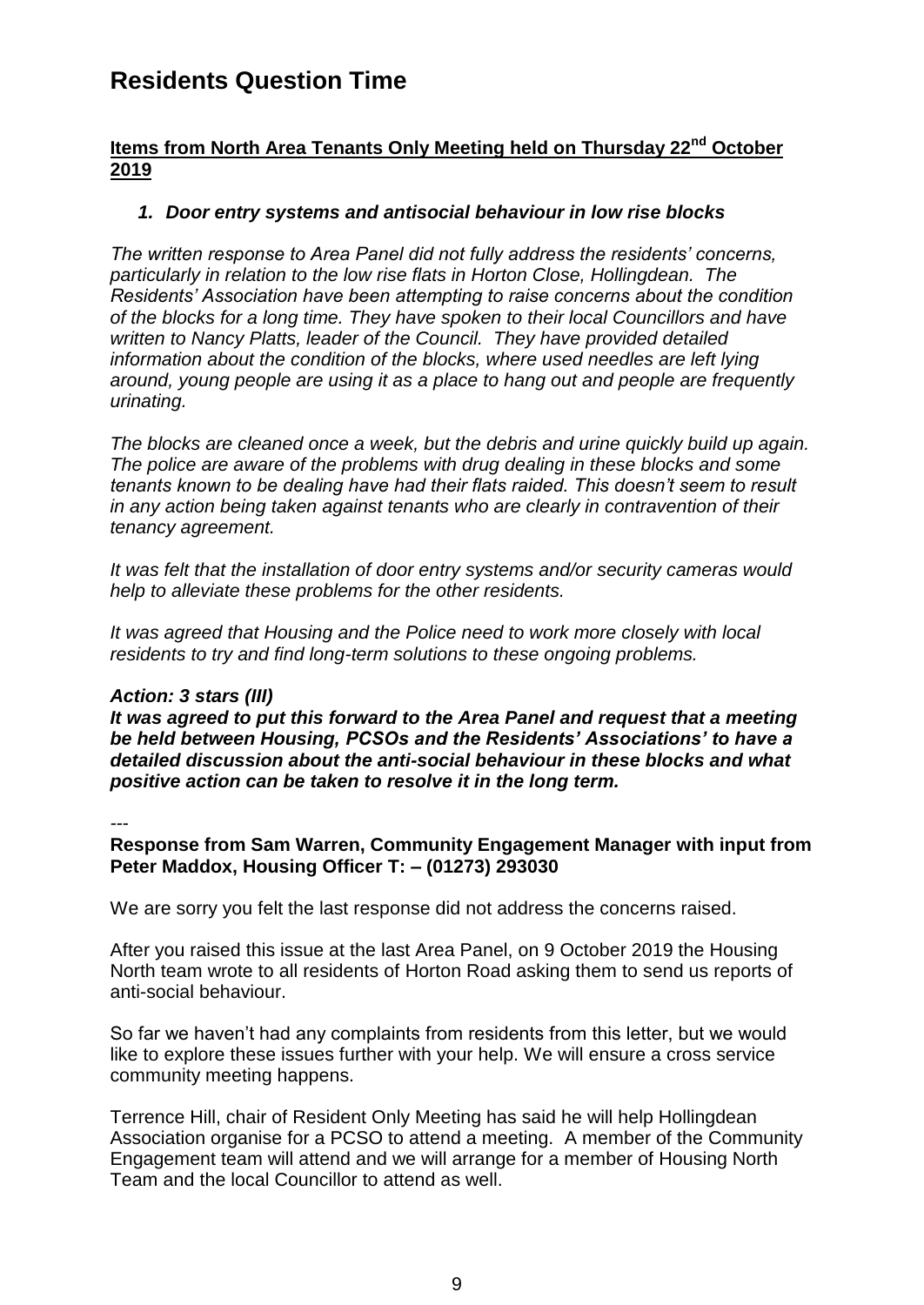# Residents Question Time

**Items from North Area Tenants Only Meeting held on Thursday 22nd October 2019**

### *1. Door entry systems and antisocial behaviour in low rise blocks*

*The written response to Area Panel did not fully address the residents' concerns, particularly in relation to the low rise flats in Horton Close, Hollingdean. The Residents' Association have been attempting to raise concerns about the condition of the blocks for a long time. They have spoken to their local Councillors and have written to Nancy Platts, leader of the Council. They have provided detailed information about the condition of the blocks, where used needles are left lying around, young people are using it as a place to hang out and people are frequently urinating.*

*The blocks are cleaned once a week, but the debris and urine quickly build up again. The police are aware of the problems with drug dealing in these blocks and some tenants known to be dealing have had their flats raided. This doesn't seem to result in any action being taken against tenants who are clearly in contravention of their tenancy agreement.*

*It was felt that the installation of door entry systems and/or security cameras would help to alleviate these problems for the other residents.*

*It was agreed that Housing and the Police need to work more closely with local residents to try and find long-term solutions to these ongoing problems.*

***Action: 3 stars (III)***
***It was agreed to put this forward to the Area Panel and request that a meeting be held between Housing, PCSOs and the Residents' Associations' to have a detailed discussion about the anti-social behaviour in these blocks and what positive action can be taken to resolve it in the long term.***

*---*

**Response from Sam Warren, Community Engagement Manager with input from Peter Maddox, Housing Officer T: – (01273) 293030**

We are sorry you felt the last response did not address the concerns raised.

After you raised this issue at the last Area Panel, on 9 October 2019 the Housing North team wrote to all residents of Horton Road asking them to send us reports of anti-social behaviour.

So far we haven't had any complaints from residents from this letter, but we would like to explore these issues further with your help. We will ensure a cross service community meeting happens.

Terrence Hill, chair of Resident Only Meeting has said he will help Hollingdean Association organise for a PCSO to attend a meeting. A member of the Community Engagement team will attend and we will arrange for a member of Housing North Team and the local Councillor to attend as well.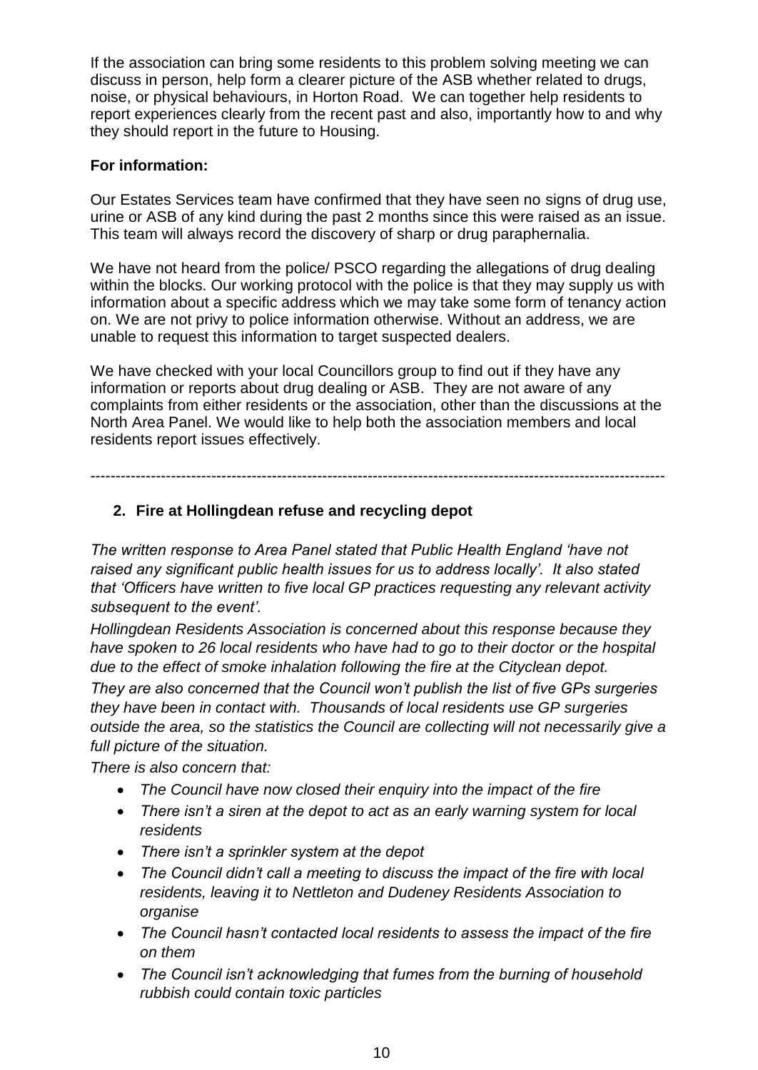If the association can bring some residents to this problem solving meeting we can discuss in person, help form a clearer picture of the ASB whether related to drugs, noise, or physical behaviours, in Horton Road. We can together help residents to report experiences clearly from the recent past and also, importantly how to and why they should report in the future to Housing.

**For information:**

Our Estates Services team have confirmed that they have seen no signs of drug use, urine or ASB of any kind during the past 2 months since this were raised as an issue. This team will always record the discovery of sharp or drug paraphernalia.

We have not heard from the police/ PSCO regarding the allegations of drug dealing within the blocks. Our working protocol with the police is that they may supply us with information about a specific address which we may take some form of tenancy action on. We are not privy to police information otherwise. Without an address, we are unable to request this information to target suspected dealers.

We have checked with your local Councillors group to find out if they have any information or reports about drug dealing or ASB. They are not aware of any complaints from either residents or the association, other than the discussions at the North Area Panel. We would like to help both the association members and local residents report issues effectively.

---

## 2. Fire at Hollingdean refuse and recycling depot

*The written response to Area Panel stated that Public Health England 'have not raised any significant public health issues for us to address locally'. It also stated that 'Officers have written to five local GP practices requesting any relevant activity subsequent to the event'.*

*Hollingdean Residents Association is concerned about this response because they have spoken to 26 local residents who have had to go to their doctor or the hospital due to the effect of smoke inhalation following the fire at the Cityclean depot.*

*They are also concerned that the Council won't publish the list of five GPs surgeries they have been in contact with. Thousands of local residents use GP surgeries outside the area, so the statistics the Council are collecting will not necessarily give a full picture of the situation.*

*There is also concern that:*

- *The Council have now closed their enquiry into the impact of the fire*
- *There isn't a siren at the depot to act as an early warning system for local residents*
- *There isn't a sprinkler system at the depot*
- *The Council didn't call a meeting to discuss the impact of the fire with local residents, leaving it to Nettleton and Dudeney Residents Association to organise*
- *The Council hasn't contacted local residents to assess the impact of the fire on them*
- *The Council isn't acknowledging that fumes from the burning of household rubbish could contain toxic particles*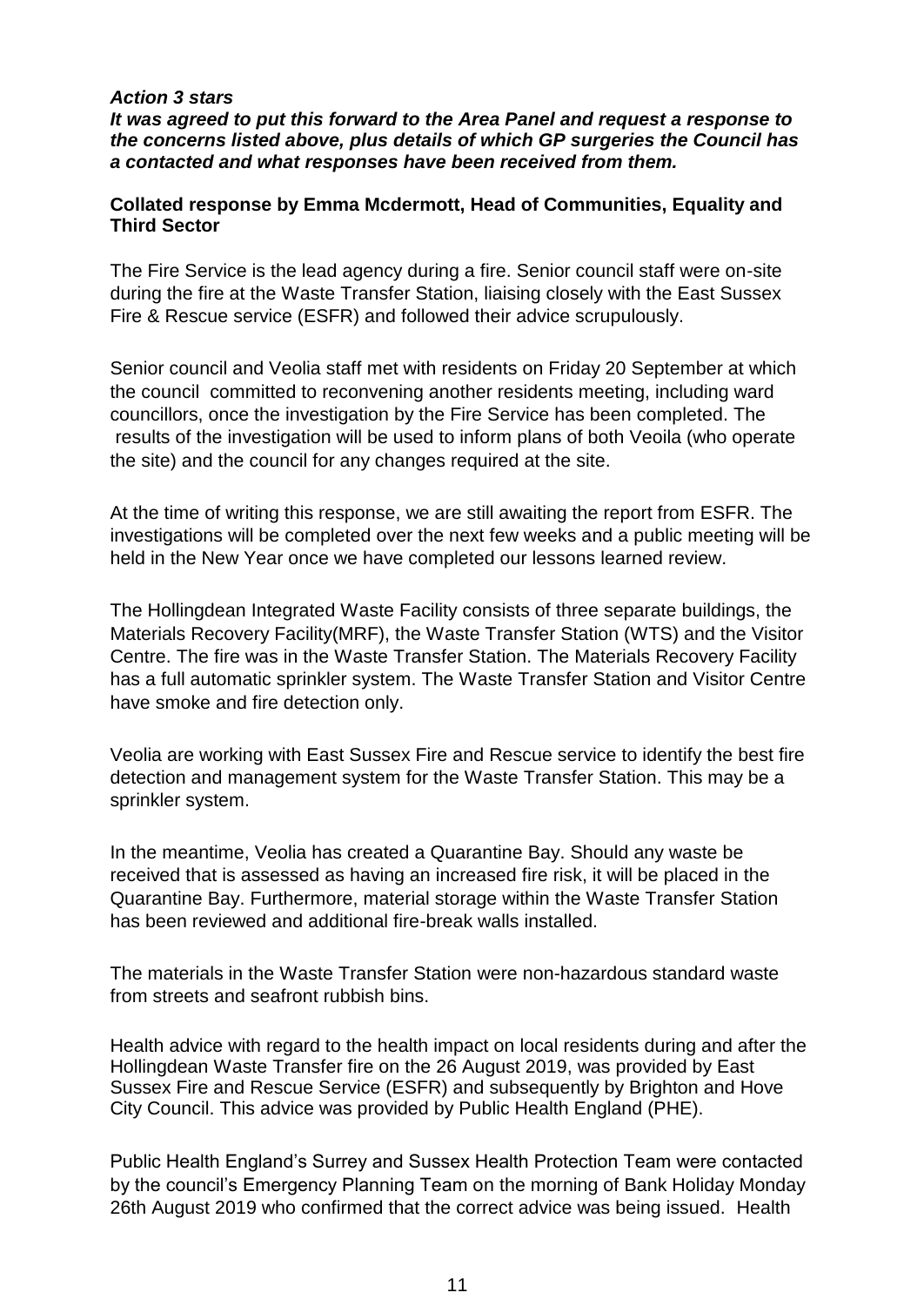***Action 3 stars***
***It was agreed to put this forward to the Area Panel and request a response to the concerns listed above, plus details of which GP surgeries the Council has a contacted and what responses have been received from them.***

**Collated response by Emma Mcdermott, Head of Communities, Equality and Third Sector**

The Fire Service is the lead agency during a fire. Senior council staff were on-site during the fire at the Waste Transfer Station, liaising closely with the East Sussex Fire & Rescue service (ESFR) and followed their advice scrupulously.

Senior council and Veolia staff met with residents on Friday 20 September at which the council committed to reconvening another residents meeting, including ward councillors, once the investigation by the Fire Service has been completed. The results of the investigation will be used to inform plans of both Veoila (who operate the site) and the council for any changes required at the site.

At the time of writing this response, we are still awaiting the report from ESFR. The investigations will be completed over the next few weeks and a public meeting will be held in the New Year once we have completed our lessons learned review.

The Hollingdean Integrated Waste Facility consists of three separate buildings, the Materials Recovery Facility(MRF), the Waste Transfer Station (WTS) and the Visitor Centre. The fire was in the Waste Transfer Station. The Materials Recovery Facility has a full automatic sprinkler system. The Waste Transfer Station and Visitor Centre have smoke and fire detection only.

Veolia are working with East Sussex Fire and Rescue service to identify the best fire detection and management system for the Waste Transfer Station. This may be a sprinkler system.

In the meantime, Veolia has created a Quarantine Bay. Should any waste be received that is assessed as having an increased fire risk, it will be placed in the Quarantine Bay. Furthermore, material storage within the Waste Transfer Station has been reviewed and additional fire-break walls installed.

The materials in the Waste Transfer Station were non-hazardous standard waste from streets and seafront rubbish bins.

Health advice with regard to the health impact on local residents during and after the Hollingdean Waste Transfer fire on the 26 August 2019, was provided by East Sussex Fire and Rescue Service (ESFR) and subsequently by Brighton and Hove City Council. This advice was provided by Public Health England (PHE).

Public Health England's Surrey and Sussex Health Protection Team were contacted by the council's Emergency Planning Team on the morning of Bank Holiday Monday 26th August 2019 who confirmed that the correct advice was being issued. Health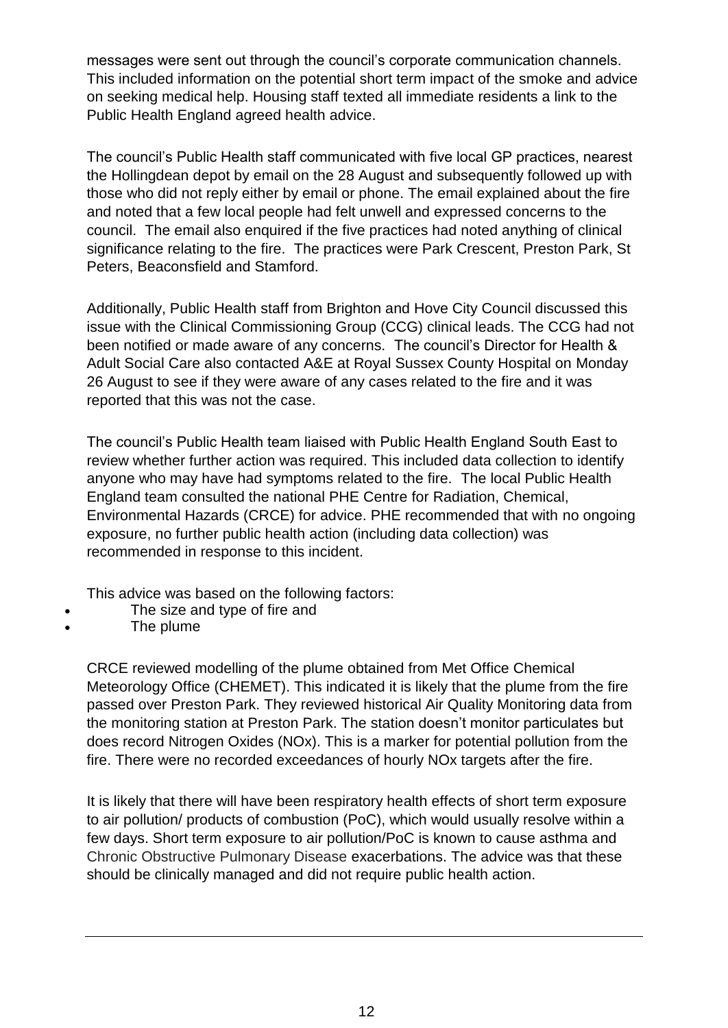messages were sent out through the council's corporate communication channels. This included information on the potential short term impact of the smoke and advice on seeking medical help. Housing staff texted all immediate residents a link to the Public Health England agreed health advice.

The council's Public Health staff communicated with five local GP practices, nearest the Hollingdean depot by email on the 28 August and subsequently followed up with those who did not reply either by email or phone. The email explained about the fire and noted that a few local people had felt unwell and expressed concerns to the council. The email also enquired if the five practices had noted anything of clinical significance relating to the fire. The practices were Park Crescent, Preston Park, St Peters, Beaconsfield and Stamford.

Additionally, Public Health staff from Brighton and Hove City Council discussed this issue with the Clinical Commissioning Group (CCG) clinical leads. The CCG had not been notified or made aware of any concerns. The council's Director for Health & Adult Social Care also contacted A&E at Royal Sussex County Hospital on Monday 26 August to see if they were aware of any cases related to the fire and it was reported that this was not the case.

The council's Public Health team liaised with Public Health England South East to review whether further action was required. This included data collection to identify anyone who may have had symptoms related to the fire. The local Public Health England team consulted the national PHE Centre for Radiation, Chemical, Environmental Hazards (CRCE) for advice. PHE recommended that with no ongoing exposure, no further public health action (including data collection) was recommended in response to this incident.

This advice was based on the following factors:

- The size and type of fire and
- The plume

CRCE reviewed modelling of the plume obtained from Met Office Chemical Meteorology Office (CHEMET). This indicated it is likely that the plume from the fire passed over Preston Park. They reviewed historical Air Quality Monitoring data from the monitoring station at Preston Park. The station doesn't monitor particulates but does record Nitrogen Oxides ($NO_x$). This is a marker for potential pollution from the fire. There were no recorded exceedances of hourly $NO_x$ targets after the fire.

It is likely that there will have been respiratory health effects of short term exposure to air pollution/ products of combustion (PoC), which would usually resolve within a few days. Short term exposure to air pollution/PoC is known to cause asthma and Chronic Obstructive Pulmonary Disease exacerbations. The advice was that these should be clinically managed and did not require public health action.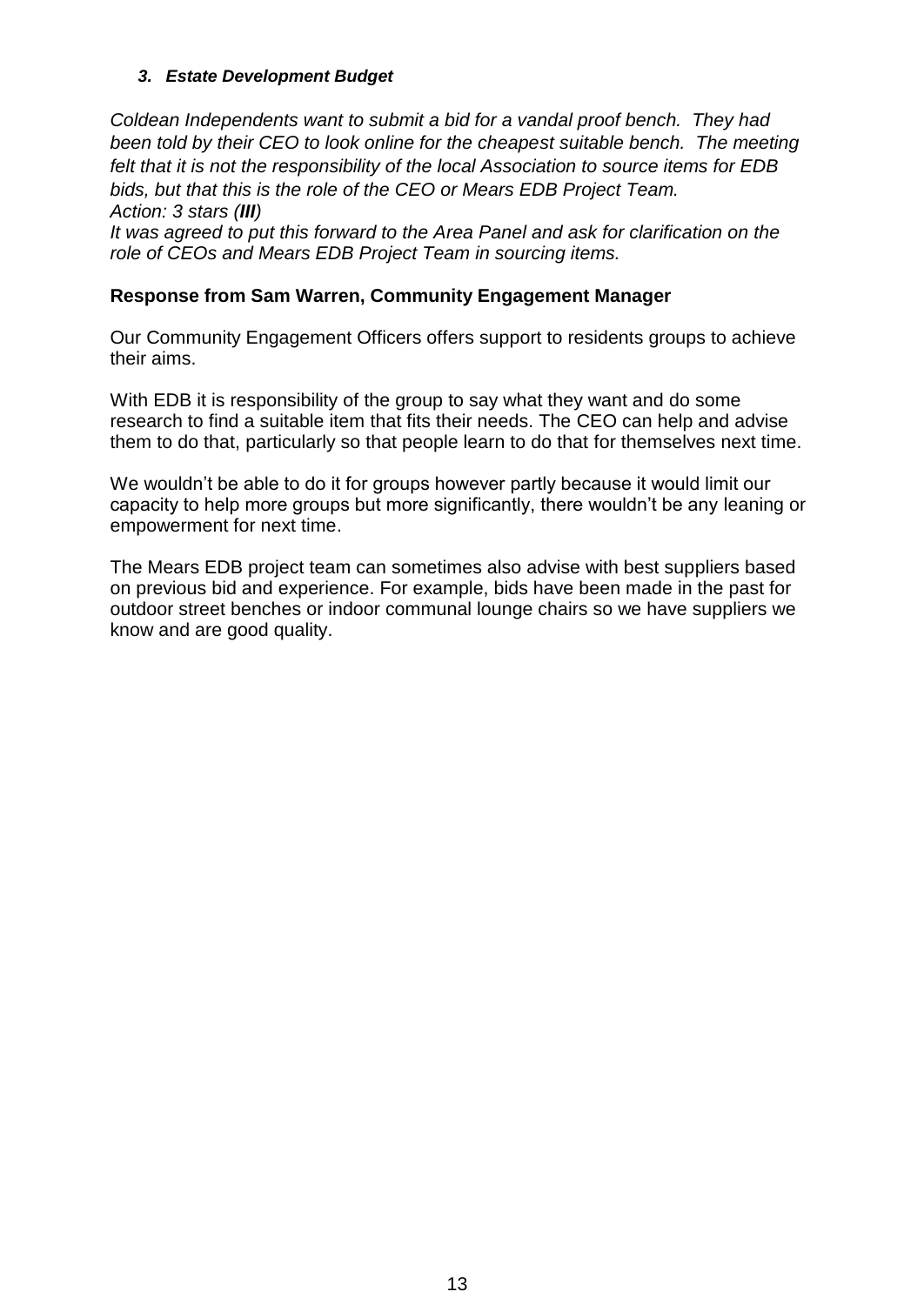### *3. Estate Development Budget*

*Coldean Independents want to submit a bid for a vandal proof bench. They had been told by their CEO to look online for the cheapest suitable bench. The meeting felt that it is not the responsibility of the local Association to source items for EDB bids, but that this is the role of the CEO or Mears EDB Project Team.*
*Action: 3 stars (**III**)*
*It was agreed to put this forward to the Area Panel and ask for clarification on the role of CEOs and Mears EDB Project Team in sourcing items.*

**Response from Sam Warren, Community Engagement Manager**

Our Community Engagement Officers offers support to residents groups to achieve their aims.

With EDB it is responsibility of the group to say what they want and do some research to find a suitable item that fits their needs. The CEO can help and advise them to do that, particularly so that people learn to do that for themselves next time.

We wouldn't be able to do it for groups however partly because it would limit our capacity to help more groups but more significantly, there wouldn't be any leaning or empowerment for next time.

The Mears EDB project team can sometimes also advise with best suppliers based on previous bid and experience. For example, bids have been made in the past for outdoor street benches or indoor communal lounge chairs so we have suppliers we know and are good quality.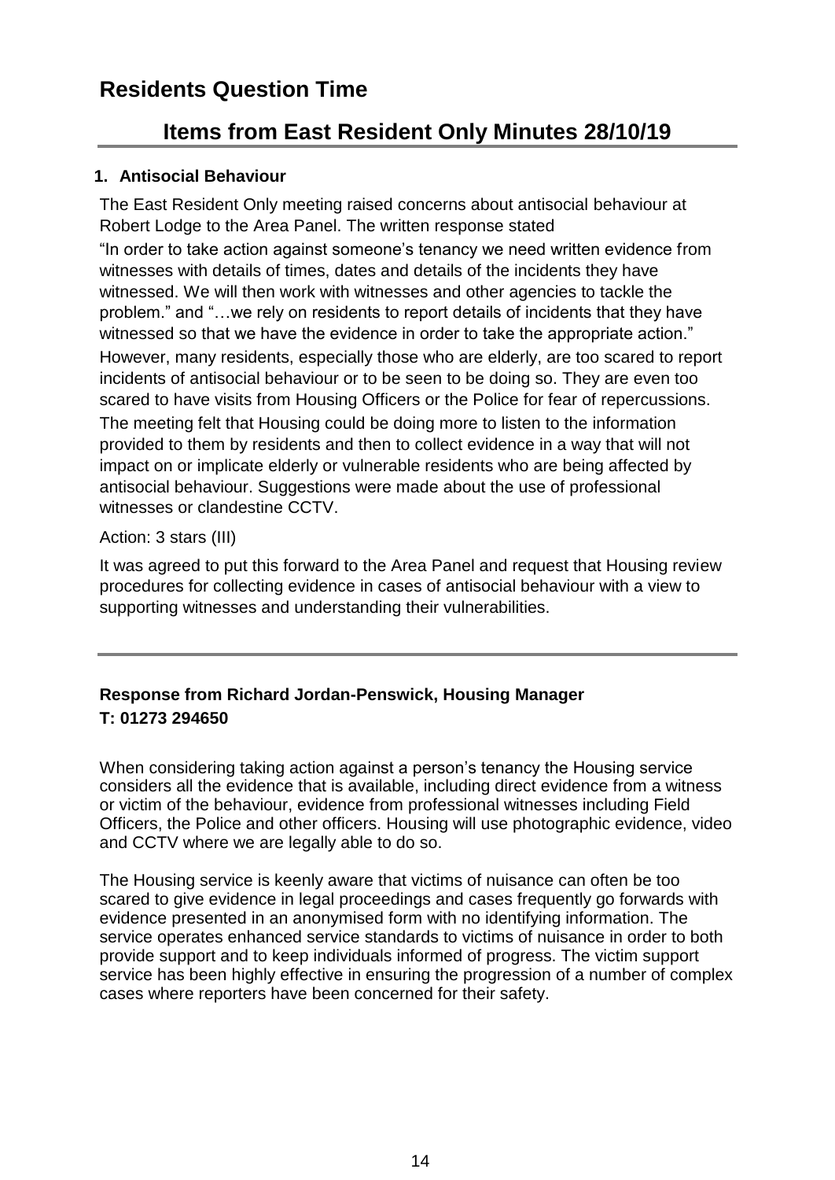# Residents Question Time

## Items from East Resident Only Minutes 28/10/19

### 1. Antisocial Behaviour

The East Resident Only meeting raised concerns about antisocial behaviour at Robert Lodge to the Area Panel. The written response stated

"In order to take action against someone's tenancy we need written evidence from witnesses with details of times, dates and details of the incidents they have witnessed. We will then work with witnesses and other agencies to tackle the problem." and "…we rely on residents to report details of incidents that they have witnessed so that we have the evidence in order to take the appropriate action."

However, many residents, especially those who are elderly, are too scared to report incidents of antisocial behaviour or to be seen to be doing so. They are even too scared to have visits from Housing Officers or the Police for fear of repercussions.

The meeting felt that Housing could be doing more to listen to the information provided to them by residents and then to collect evidence in a way that will not impact on or implicate elderly or vulnerable residents who are being affected by antisocial behaviour. Suggestions were made about the use of professional witnesses or clandestine CCTV.

Action: 3 stars (III)

It was agreed to put this forward to the Area Panel and request that Housing review procedures for collecting evidence in cases of antisocial behaviour with a view to supporting witnesses and understanding their vulnerabilities.

---

**Response from Richard Jordan-Penswick, Housing Manager**
**T: 01273 294650**

When considering taking action against a person's tenancy the Housing service considers all the evidence that is available, including direct evidence from a witness or victim of the behaviour, evidence from professional witnesses including Field Officers, the Police and other officers. Housing will use photographic evidence, video and CCTV where we are legally able to do so.

The Housing service is keenly aware that victims of nuisance can often be too scared to give evidence in legal proceedings and cases frequently go forwards with evidence presented in an anonymised form with no identifying information. The service operates enhanced service standards to victims of nuisance in order to both provide support and to keep individuals informed of progress. The victim support service has been highly effective in ensuring the progression of a number of complex cases where reporters have been concerned for their safety.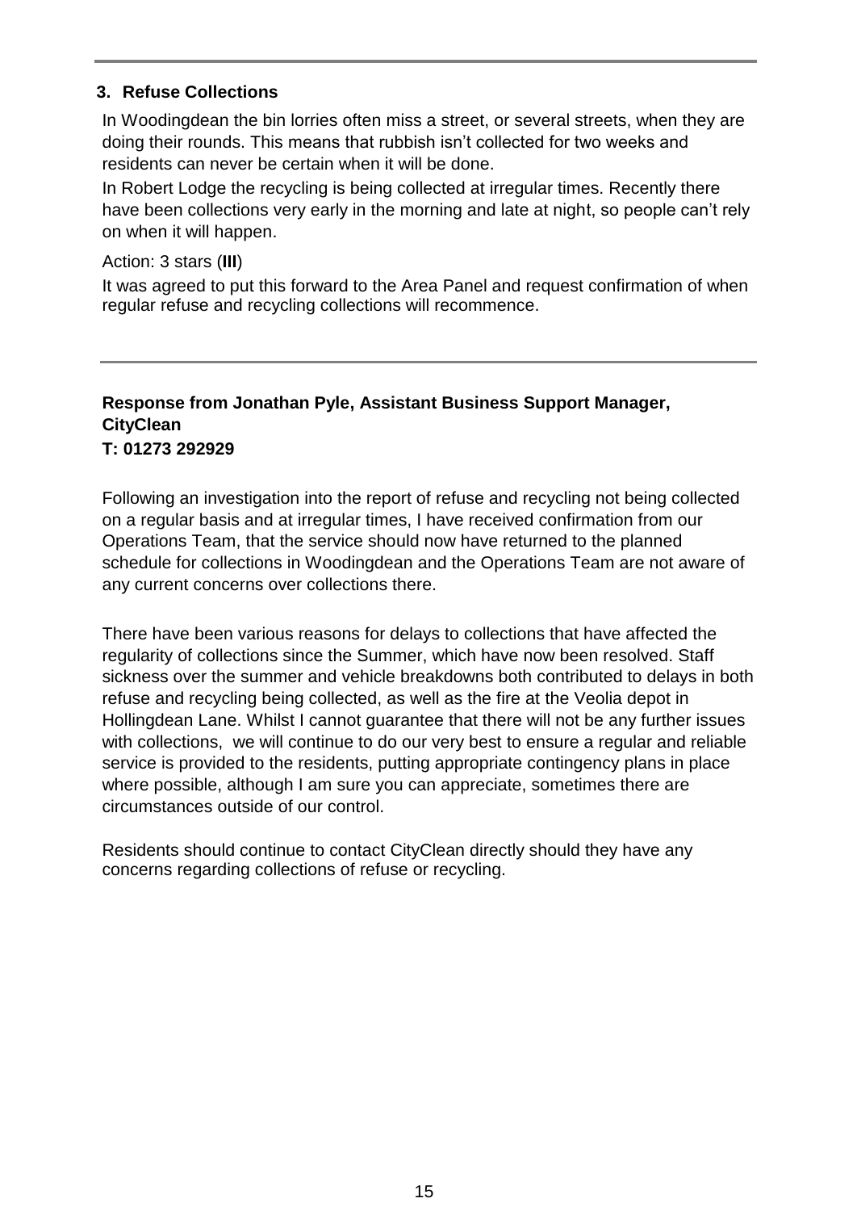## 3. Refuse Collections

In Woodingdean the bin lorries often miss a street, or several streets, when they are doing their rounds. This means that rubbish isn't collected for two weeks and residents can never be certain when it will be done.

In Robert Lodge the recycling is being collected at irregular times. Recently there have been collections very early in the morning and late at night, so people can't rely on when it will happen.

Action: 3 stars (**III**)

It was agreed to put this forward to the Area Panel and request confirmation of when regular refuse and recycling collections will recommence.

---

**Response from Jonathan Pyle, Assistant Business Support Manager, CityClean**
**T: 01273 292929**

Following an investigation into the report of refuse and recycling not being collected on a regular basis and at irregular times, I have received confirmation from our Operations Team, that the service should now have returned to the planned schedule for collections in Woodingdean and the Operations Team are not aware of any current concerns over collections there.

There have been various reasons for delays to collections that have affected the regularity of collections since the Summer, which have now been resolved. Staff sickness over the summer and vehicle breakdowns both contributed to delays in both refuse and recycling being collected, as well as the fire at the Veolia depot in Hollingdean Lane. Whilst I cannot guarantee that there will not be any further issues with collections, we will continue to do our very best to ensure a regular and reliable service is provided to the residents, putting appropriate contingency plans in place where possible, although I am sure you can appreciate, sometimes there are circumstances outside of our control.

Residents should continue to contact CityClean directly should they have any concerns regarding collections of refuse or recycling.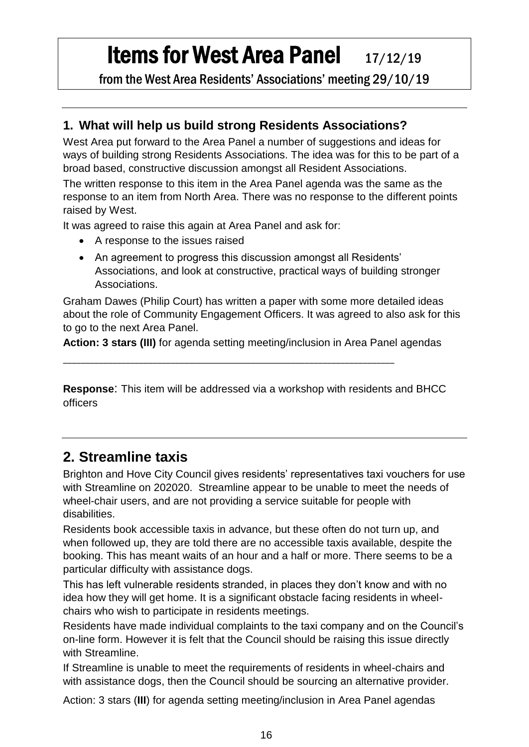# Items for West Area Panel 17/12/19

from the West Area Residents' Associations' meeting 29/10/19

---

### 1. What will help us build strong Residents Associations?

West Area put forward to the Area Panel a number of suggestions and ideas for ways of building strong Residents Associations. The idea was for this to be part of a broad based, constructive discussion amongst all Resident Associations.

The written response to this item in the Area Panel agenda was the same as the response to an item from North Area. There was no response to the different points raised by West.

It was agreed to raise this again at Area Panel and ask for:

- A response to the issues raised
- An agreement to progress this discussion amongst all Residents' Associations, and look at constructive, practical ways of building stronger Associations.

Graham Dawes (Philip Court) has written a paper with some more detailed ideas about the role of Community Engagement Officers. It was agreed to also ask for this to go to the next Area Panel.

**Action: 3 stars (III)** for agenda setting meeting/inclusion in Area Panel agendas

---

**Response**: This item will be addressed via a workshop with residents and BHCC officers

---

## 2. Streamline taxis

Brighton and Hove City Council gives residents' representatives taxi vouchers for use with Streamline on 202020. Streamline appear to be unable to meet the needs of wheel-chair users, and are not providing a service suitable for people with disabilities.

Residents book accessible taxis in advance, but these often do not turn up, and when followed up, they are told there are no accessible taxis available, despite the booking. This has meant waits of an hour and a half or more. There seems to be a particular difficulty with assistance dogs.

This has left vulnerable residents stranded, in places they don't know and with no idea how they will get home. It is a significant obstacle facing residents in wheel-chairs who wish to participate in residents meetings.

Residents have made individual complaints to the taxi company and on the Council's on-line form. However it is felt that the Council should be raising this issue directly with Streamline.

If Streamline is unable to meet the requirements of residents in wheel-chairs and with assistance dogs, then the Council should be sourcing an alternative provider.

Action: 3 stars (**III**) for agenda setting meeting/inclusion in Area Panel agendas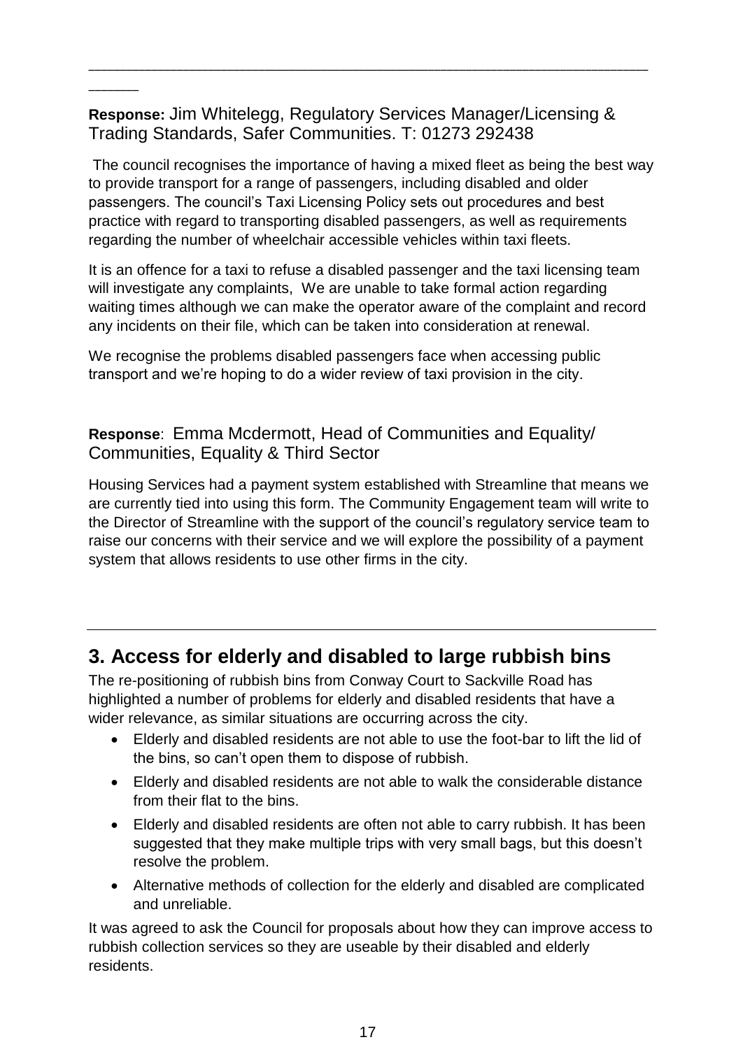---

**Response:** Jim Whitelegg, Regulatory Services Manager/Licensing & Trading Standards, Safer Communities. T: 01273 292438

The council recognises the importance of having a mixed fleet as being the best way to provide transport for a range of passengers, including disabled and older passengers. The council's Taxi Licensing Policy sets out procedures and best practice with regard to transporting disabled passengers, as well as requirements regarding the number of wheelchair accessible vehicles within taxi fleets.

It is an offence for a taxi to refuse a disabled passenger and the taxi licensing team will investigate any complaints, We are unable to take formal action regarding waiting times although we can make the operator aware of the complaint and record any incidents on their file, which can be taken into consideration at renewal.

We recognise the problems disabled passengers face when accessing public transport and we're hoping to do a wider review of taxi provision in the city.

**Response**: Emma Mcdermott, Head of Communities and Equality/ Communities, Equality & Third Sector

Housing Services had a payment system established with Streamline that means we are currently tied into using this form. The Community Engagement team will write to the Director of Streamline with the support of the council's regulatory service team to raise our concerns with their service and we will explore the possibility of a payment system that allows residents to use other firms in the city.

---

## 3. Access for elderly and disabled to large rubbish bins

The re-positioning of rubbish bins from Conway Court to Sackville Road has highlighted a number of problems for elderly and disabled residents that have a wider relevance, as similar situations are occurring across the city.

- Elderly and disabled residents are not able to use the foot-bar to lift the lid of the bins, so can't open them to dispose of rubbish.
- Elderly and disabled residents are not able to walk the considerable distance from their flat to the bins.
- Elderly and disabled residents are often not able to carry rubbish. It has been suggested that they make multiple trips with very small bags, but this doesn't resolve the problem.
- Alternative methods of collection for the elderly and disabled are complicated and unreliable.

It was agreed to ask the Council for proposals about how they can improve access to rubbish collection services so they are useable by their disabled and elderly residents.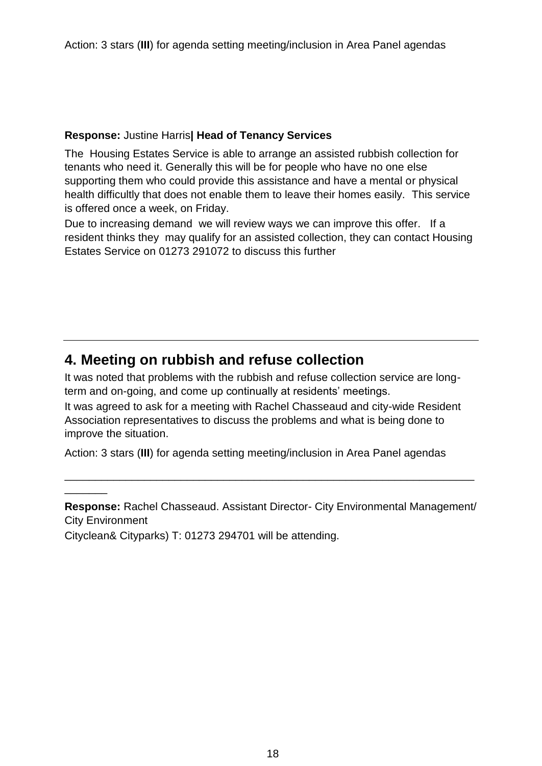Action: 3 stars (**III**) for agenda setting meeting/inclusion in Area Panel agendas

**Response:** Justine Harris**| Head of Tenancy Services**

The Housing Estates Service is able to arrange an assisted rubbish collection for tenants who need it. Generally this will be for people who have no one else supporting them who could provide this assistance and have a mental or physical health difficultly that does not enable them to leave their homes easily. This service is offered once a week, on Friday.

Due to increasing demand we will review ways we can improve this offer. If a resident thinks they may qualify for an assisted collection, they can contact Housing Estates Service on 01273 291072 to discuss this further

---

## 4. Meeting on rubbish and refuse collection

It was noted that problems with the rubbish and refuse collection service are long-term and on-going, and come up continually at residents' meetings.

It was agreed to ask for a meeting with Rachel Chasseaud and city-wide Resident Association representatives to discuss the problems and what is being done to improve the situation.

Action: 3 stars (**III**) for agenda setting meeting/inclusion in Area Panel agendas

---

**Response:** Rachel Chasseaud. Assistant Director- City Environmental Management/ City Environment

Cityclean& Cityparks) T: 01273 294701 will be attending.